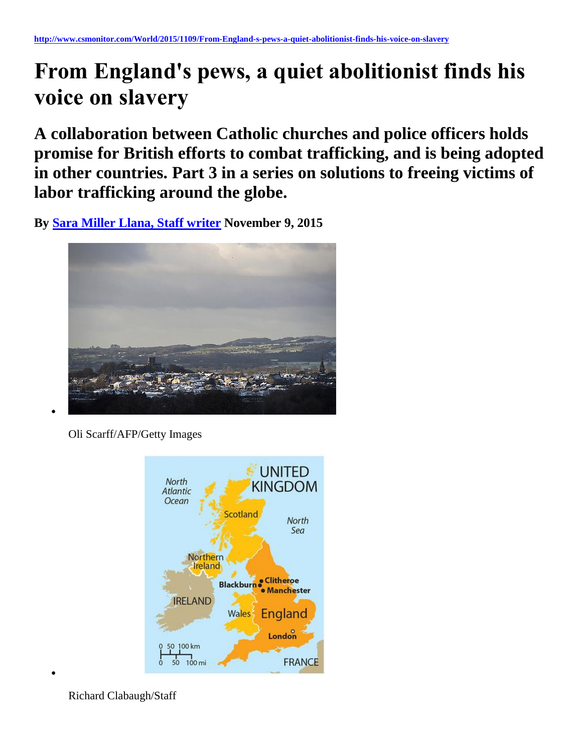http://www.csmonitor.com/World/2015/1109/From-England-s-pews-a-quiet-abolitionist-finds-his-voice-on-slavery

# From England's pews, a quiet abolitionist finds his voice on slavery

## A collaboration between Catholic churches and police officers holds promise for British efforts to combat trafficking, and is being adopted in other countries. Part 3 in a series on solutions to freeing victims of labor trafficking around the globe.

**By Sara Miller Llana, Staff writer November 9, 2015**

Oli Scarff/AFP/Getty Images

UNITED KINGDOM
North Atlantic Ocean
Scotland
North Sea
Northern Ireland
Blackburn
Clitheroe
Manchester
IRELAND
Wales
England
London
0 50 100 km
0 50 100 mi
FRANCE

Richard Clabaugh/Staff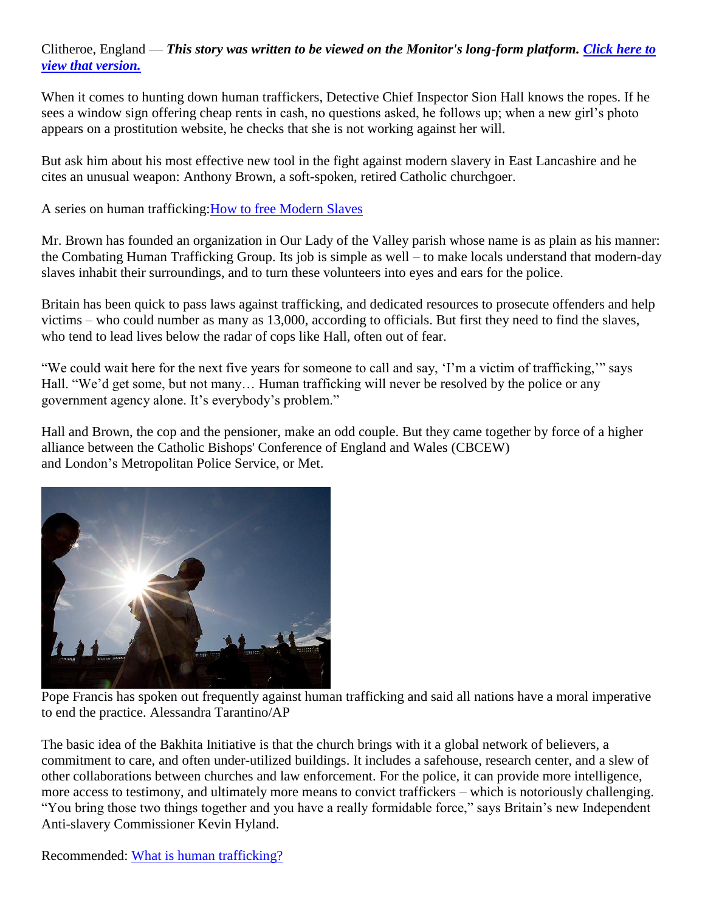Clitheroe, England — ***This story was written to be viewed on the Monitor's long-form platform. [Click here to view that version.](#)***

When it comes to hunting down human traffickers, Detective Chief Inspector Sion Hall knows the ropes. If he sees a window sign offering cheap rents in cash, no questions asked, he follows up; when a new girl's photo appears on a prostitution website, he checks that she is not working against her will.

But ask him about his most effective new tool in the fight against modern slavery in East Lancashire and he cites an unusual weapon: Anthony Brown, a soft-spoken, retired Catholic churchgoer.

A series on human trafficking:[How to free Modern Slaves](#)

Mr. Brown has founded an organization in Our Lady of the Valley parish whose name is as plain as his manner: the Combating Human Trafficking Group. Its job is simple as well – to make locals understand that modern-day slaves inhabit their surroundings, and to turn these volunteers into eyes and ears for the police.

Britain has been quick to pass laws against trafficking, and dedicated resources to prosecute offenders and help victims – who could number as many as 13,000, according to officials. But first they need to find the slaves, who tend to lead lives below the radar of cops like Hall, often out of fear.

"We could wait here for the next five years for someone to call and say, 'I'm a victim of trafficking,'" says Hall. "We'd get some, but not many… Human trafficking will never be resolved by the police or any government agency alone. It's everybody's problem."

Hall and Brown, the cop and the pensioner, make an odd couple. But they came together by force of a higher alliance between the Catholic Bishops' Conference of England and Wales (CBCEW) and London's Metropolitan Police Service, or Met.

Pope Francis has spoken out frequently against human trafficking and said all nations have a moral imperative to end the practice. Alessandra Tarantino/AP

The basic idea of the Bakhita Initiative is that the church brings with it a global network of believers, a commitment to care, and often under-utilized buildings. It includes a safehouse, research center, and a slew of other collaborations between churches and law enforcement. For the police, it can provide more intelligence, more access to testimony, and ultimately more means to convict traffickers – which is notoriously challenging. "You bring those two things together and you have a really formidable force," says Britain's new Independent Anti-slavery Commissioner Kevin Hyland.

Recommended: [What is human trafficking?](#)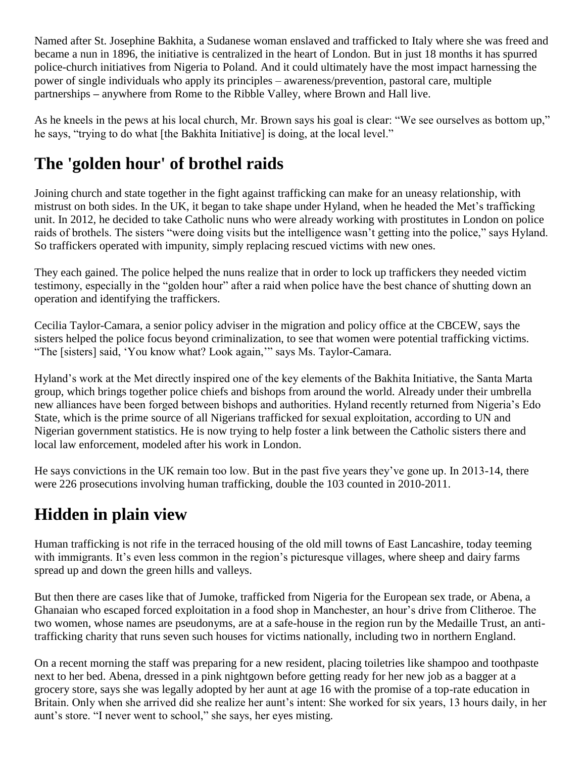Named after St. Josephine Bakhita, a Sudanese woman enslaved and trafficked to Italy where she was freed and became a nun in 1896, the initiative is centralized in the heart of London. But in just 18 months it has spurred police-church initiatives from Nigeria to Poland. And it could ultimately have the most impact harnessing the power of single individuals who apply its principles – awareness/prevention, pastoral care, multiple partnerships – anywhere from Rome to the Ribble Valley, where Brown and Hall live.

As he kneels in the pews at his local church, Mr. Brown says his goal is clear: "We see ourselves as bottom up," he says, "trying to do what [the Bakhita Initiative] is doing, at the local level."

## The 'golden hour' of brothel raids

Joining church and state together in the fight against trafficking can make for an uneasy relationship, with mistrust on both sides. In the UK, it began to take shape under Hyland, when he headed the Met's trafficking unit. In 2012, he decided to take Catholic nuns who were already working with prostitutes in London on police raids of brothels. The sisters "were doing visits but the intelligence wasn't getting into the police," says Hyland. So traffickers operated with impunity, simply replacing rescued victims with new ones.

They each gained. The police helped the nuns realize that in order to lock up traffickers they needed victim testimony, especially in the "golden hour" after a raid when police have the best chance of shutting down an operation and identifying the traffickers.

Cecilia Taylor-Camara, a senior policy adviser in the migration and policy office at the CBCEW, says the sisters helped the police focus beyond criminalization, to see that women were potential trafficking victims. "The [sisters] said, 'You know what? Look again,'" says Ms. Taylor-Camara.

Hyland's work at the Met directly inspired one of the key elements of the Bakhita Initiative, the Santa Marta group, which brings together police chiefs and bishops from around the world. Already under their umbrella new alliances have been forged between bishops and authorities. Hyland recently returned from Nigeria's Edo State, which is the prime source of all Nigerians trafficked for sexual exploitation, according to UN and Nigerian government statistics. He is now trying to help foster a link between the Catholic sisters there and local law enforcement, modeled after his work in London.

He says convictions in the UK remain too low. But in the past five years they've gone up. In 2013-14, there were 226 prosecutions involving human trafficking, double the 103 counted in 2010-2011.

## Hidden in plain view

Human trafficking is not rife in the terraced housing of the old mill towns of East Lancashire, today teeming with immigrants. It's even less common in the region's picturesque villages, where sheep and dairy farms spread up and down the green hills and valleys.

But then there are cases like that of Jumoke, trafficked from Nigeria for the European sex trade, or Abena, a Ghanaian who escaped forced exploitation in a food shop in Manchester, an hour's drive from Clitheroe. The two women, whose names are pseudonyms, are at a safe-house in the region run by the Medaille Trust, an anti-trafficking charity that runs seven such houses for victims nationally, including two in northern England.

On a recent morning the staff was preparing for a new resident, placing toiletries like shampoo and toothpaste next to her bed. Abena, dressed in a pink nightgown before getting ready for her new job as a bagger at a grocery store, says she was legally adopted by her aunt at age 16 with the promise of a top-rate education in Britain. Only when she arrived did she realize her aunt's intent: She worked for six years, 13 hours daily, in her aunt's store. "I never went to school," she says, her eyes misting.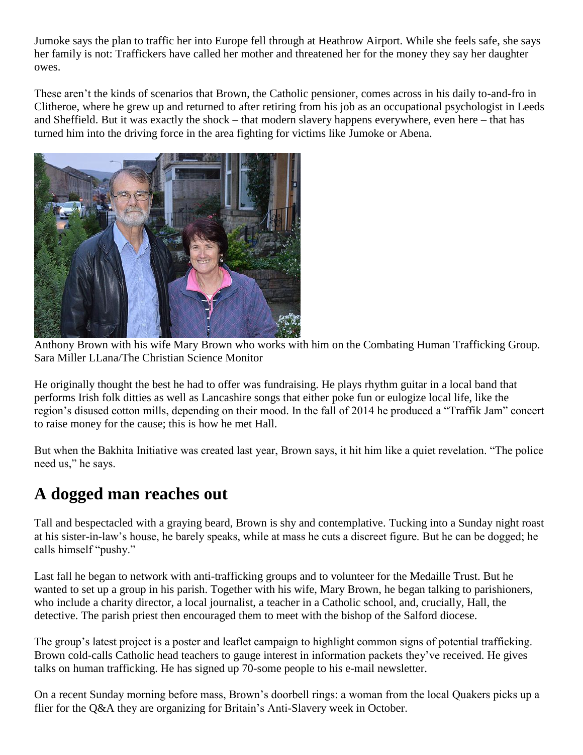Jumoke says the plan to traffic her into Europe fell through at Heathrow Airport. While she feels safe, she says her family is not: Traffickers have called her mother and threatened her for the money they say her daughter owes.

These aren't the kinds of scenarios that Brown, the Catholic pensioner, comes across in his daily to-and-fro in Clitheroe, where he grew up and returned to after retiring from his job as an occupational psychologist in Leeds and Sheffield. But it was exactly the shock – that modern slavery happens everywhere, even here – that has turned him into the driving force in the area fighting for victims like Jumoke or Abena.

Anthony Brown with his wife Mary Brown who works with him on the Combating Human Trafficking Group. Sara Miller LLana/The Christian Science Monitor

He originally thought the best he had to offer was fundraising. He plays rhythm guitar in a local band that performs Irish folk ditties as well as Lancashire songs that either poke fun or eulogize local life, like the region's disused cotton mills, depending on their mood. In the fall of 2014 he produced a "Traffik Jam" concert to raise money for the cause; this is how he met Hall.

But when the Bakhita Initiative was created last year, Brown says, it hit him like a quiet revelation. "The police need us," he says.

## A dogged man reaches out

Tall and bespectacled with a graying beard, Brown is shy and contemplative. Tucking into a Sunday night roast at his sister-in-law's house, he barely speaks, while at mass he cuts a discreet figure. But he can be dogged; he calls himself "pushy."

Last fall he began to network with anti-trafficking groups and to volunteer for the Medaille Trust. But he wanted to set up a group in his parish. Together with his wife, Mary Brown, he began talking to parishioners, who include a charity director, a local journalist, a teacher in a Catholic school, and, crucially, Hall, the detective. The parish priest then encouraged them to meet with the bishop of the Salford diocese.

The group's latest project is a poster and leaflet campaign to highlight common signs of potential trafficking. Brown cold-calls Catholic head teachers to gauge interest in information packets they've received. He gives talks on human trafficking. He has signed up 70-some people to his e-mail newsletter.

On a recent Sunday morning before mass, Brown's doorbell rings: a woman from the local Quakers picks up a flier for the Q&A they are organizing for Britain's Anti-Slavery week in October.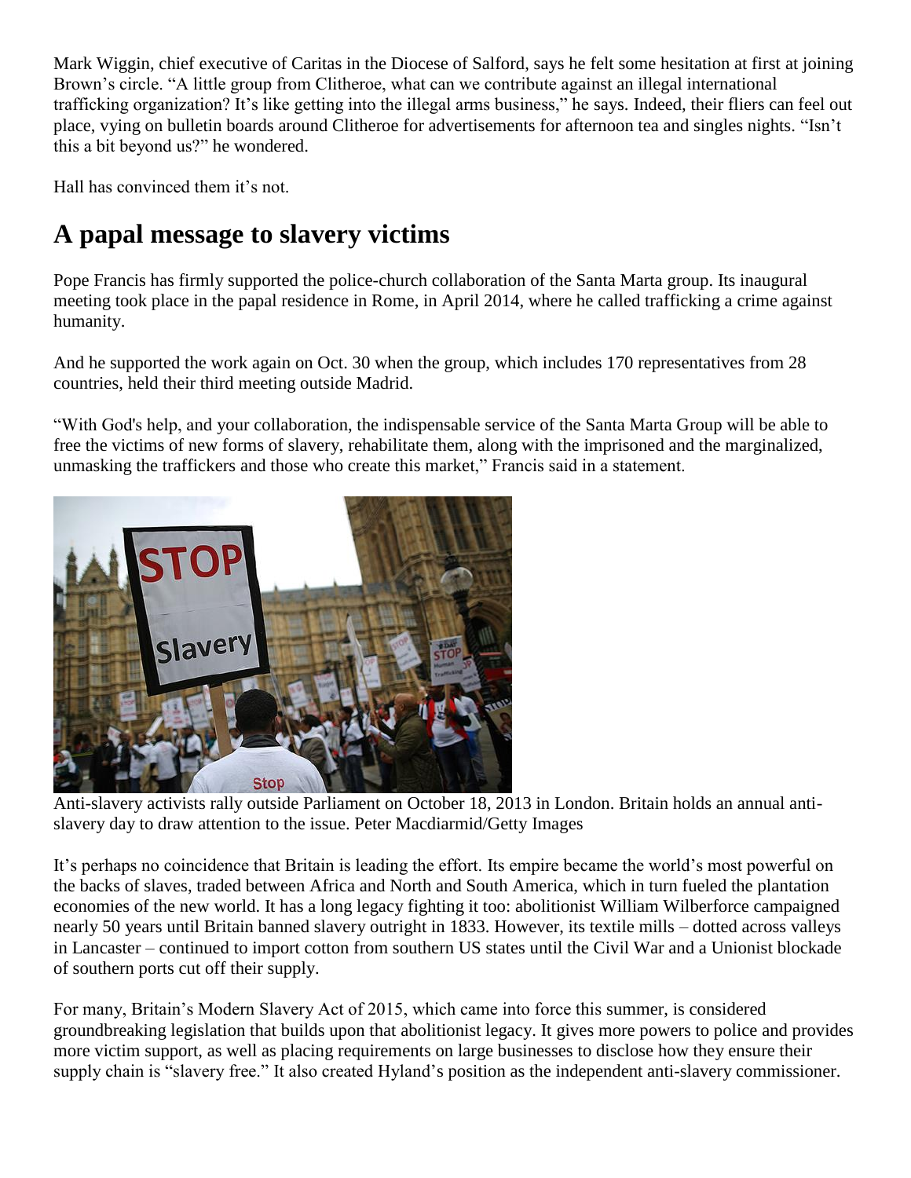Mark Wiggin, chief executive of Caritas in the Diocese of Salford, says he felt some hesitation at first at joining Brown's circle. "A little group from Clitheroe, what can we contribute against an illegal international trafficking organization? It's like getting into the illegal arms business," he says. Indeed, their fliers can feel out place, vying on bulletin boards around Clitheroe for advertisements for afternoon tea and singles nights. "Isn't this a bit beyond us?" he wondered.

Hall has convinced them it's not.

## A papal message to slavery victims

Pope Francis has firmly supported the police-church collaboration of the Santa Marta group. Its inaugural meeting took place in the papal residence in Rome, in April 2014, where he called trafficking a crime against humanity.

And he supported the work again on Oct. 30 when the group, which includes 170 representatives from 28 countries, held their third meeting outside Madrid.

"With God's help, and your collaboration, the indispensable service of the Santa Marta Group will be able to free the victims of new forms of slavery, rehabilitate them, along with the imprisoned and the marginalized, unmasking the traffickers and those who create this market," Francis said in a statement.

Anti-slavery activists rally outside Parliament on October 18, 2013 in London. Britain holds an annual anti-slavery day to draw attention to the issue. Peter Macdiarmid/Getty Images

It's perhaps no coincidence that Britain is leading the effort. Its empire became the world's most powerful on the backs of slaves, traded between Africa and North and South America, which in turn fueled the plantation economies of the new world. It has a long legacy fighting it too: abolitionist William Wilberforce campaigned nearly 50 years until Britain banned slavery outright in 1833. However, its textile mills – dotted across valleys in Lancaster – continued to import cotton from southern US states until the Civil War and a Unionist blockade of southern ports cut off their supply.

For many, Britain's Modern Slavery Act of 2015, which came into force this summer, is considered groundbreaking legislation that builds upon that abolitionist legacy. It gives more powers to police and provides more victim support, as well as placing requirements on large businesses to disclose how they ensure their supply chain is "slavery free." It also created Hyland's position as the independent anti-slavery commissioner.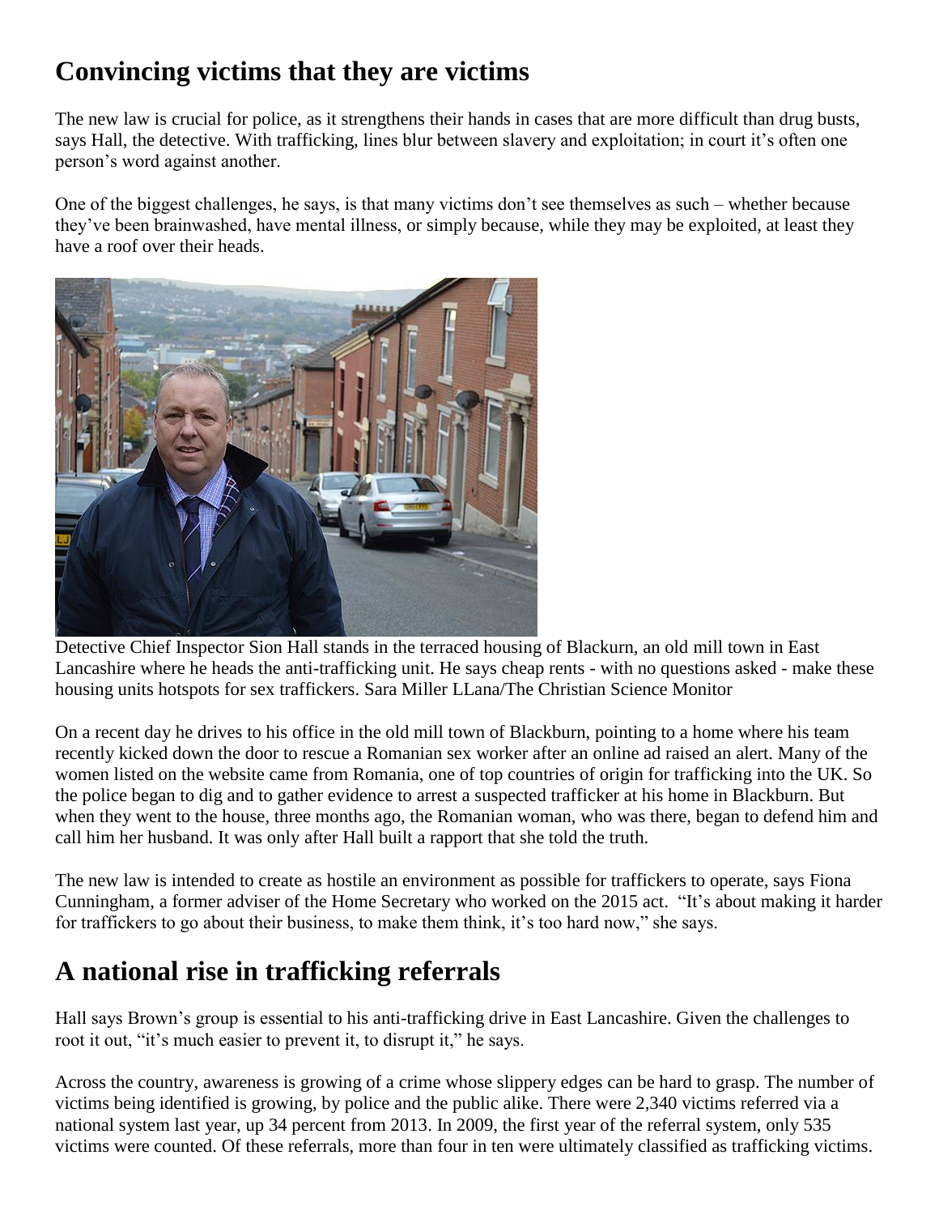## Convincing victims that they are victims

The new law is crucial for police, as it strengthens their hands in cases that are more difficult than drug busts, says Hall, the detective. With trafficking, lines blur between slavery and exploitation; in court it's often one person's word against another.

One of the biggest challenges, he says, is that many victims don't see themselves as such – whether because they've been brainwashed, have mental illness, or simply because, while they may be exploited, at least they have a roof over their heads.

Detective Chief Inspector Sion Hall stands in the terraced housing of Blackurn, an old mill town in East Lancashire where he heads the anti-trafficking unit. He says cheap rents - with no questions asked - make these housing units hotspots for sex traffickers. Sara Miller LLana/The Christian Science Monitor

On a recent day he drives to his office in the old mill town of Blackburn, pointing to a home where his team recently kicked down the door to rescue a Romanian sex worker after an online ad raised an alert. Many of the women listed on the website came from Romania, one of top countries of origin for trafficking into the UK. So the police began to dig and to gather evidence to arrest a suspected trafficker at his home in Blackburn. But when they went to the house, three months ago, the Romanian woman, who was there, began to defend him and call him her husband. It was only after Hall built a rapport that she told the truth.

The new law is intended to create as hostile an environment as possible for traffickers to operate, says Fiona Cunningham, a former adviser of the Home Secretary who worked on the 2015 act. "It's about making it harder for traffickers to go about their business, to make them think, it's too hard now," she says.

## A national rise in trafficking referrals

Hall says Brown's group is essential to his anti-trafficking drive in East Lancashire. Given the challenges to root it out, "it's much easier to prevent it, to disrupt it," he says.

Across the country, awareness is growing of a crime whose slippery edges can be hard to grasp. The number of victims being identified is growing, by police and the public alike. There were 2,340 victims referred via a national system last year, up 34 percent from 2013. In 2009, the first year of the referral system, only 535 victims were counted. Of these referrals, more than four in ten were ultimately classified as trafficking victims.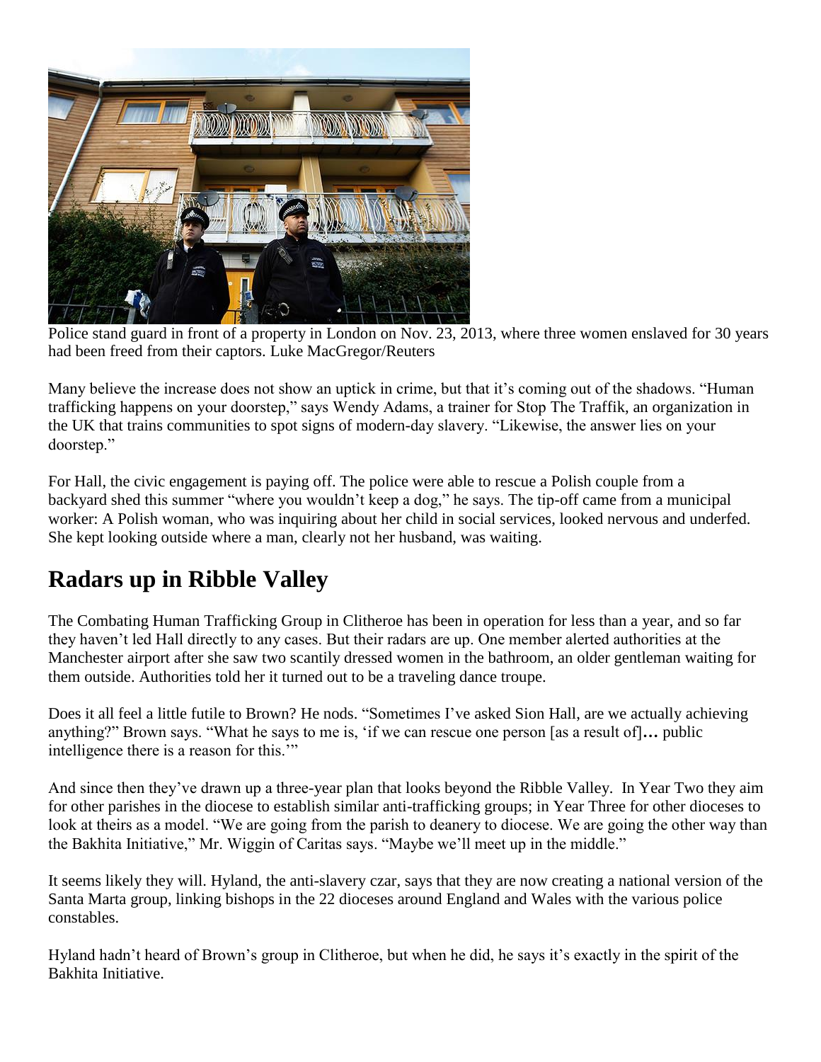Police stand guard in front of a property in London on Nov. 23, 2013, where three women enslaved for 30 years had been freed from their captors. Luke MacGregor/Reuters

Many believe the increase does not show an uptick in crime, but that it's coming out of the shadows. "Human trafficking happens on your doorstep," says Wendy Adams, a trainer for Stop The Traffik, an organization in the UK that trains communities to spot signs of modern-day slavery. "Likewise, the answer lies on your doorstep."

For Hall, the civic engagement is paying off. The police were able to rescue a Polish couple from a backyard shed this summer "where you wouldn't keep a dog," he says. The tip-off came from a municipal worker: A Polish woman, who was inquiring about her child in social services, looked nervous and underfed. She kept looking outside where a man, clearly not her husband, was waiting.

## Radars up in Ribble Valley

The Combating Human Trafficking Group in Clitheroe has been in operation for less than a year, and so far they haven't led Hall directly to any cases. But their radars are up. One member alerted authorities at the Manchester airport after she saw two scantily dressed women in the bathroom, an older gentleman waiting for them outside. Authorities told her it turned out to be a traveling dance troupe.

Does it all feel a little futile to Brown? He nods. "Sometimes I've asked Sion Hall, are we actually achieving anything?" Brown says. "What he says to me is, 'if we can rescue one person [as a result of]**…** public intelligence there is a reason for this.'"

And since then they've drawn up a three-year plan that looks beyond the Ribble Valley. In Year Two they aim for other parishes in the diocese to establish similar anti-trafficking groups; in Year Three for other dioceses to look at theirs as a model. "We are going from the parish to deanery to diocese. We are going the other way than the Bakhita Initiative," Mr. Wiggin of Caritas says. "Maybe we'll meet up in the middle."

It seems likely they will. Hyland, the anti-slavery czar, says that they are now creating a national version of the Santa Marta group, linking bishops in the 22 dioceses around England and Wales with the various police constables.

Hyland hadn't heard of Brown's group in Clitheroe, but when he did, he says it's exactly in the spirit of the Bakhita Initiative.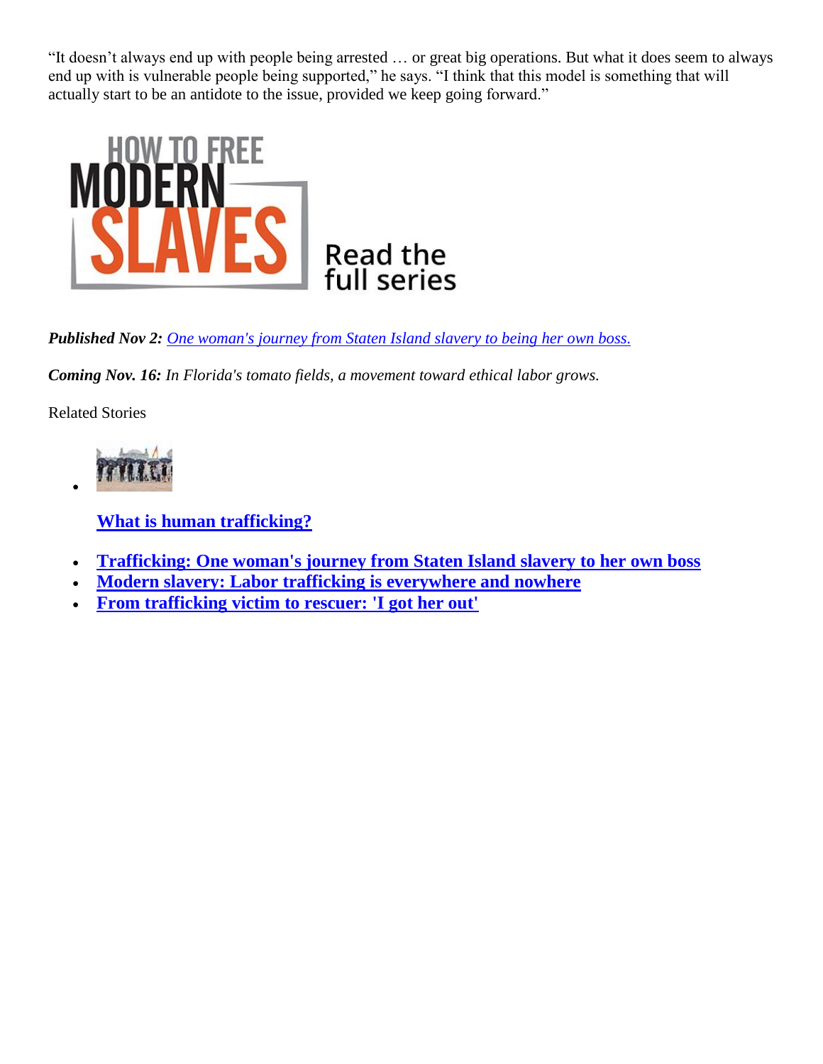"It doesn't always end up with people being arrested … or great big operations. But what it does seem to always end up with is vulnerable people being supported," he says. "I think that this model is something that will actually start to be an antidote to the issue, provided we keep going forward."

HOW TO FREE MODERN SLAVES

Read the full series

***Published Nov 2:*** *One woman's journey from Staten Island slavery to being her own boss.*

***Coming Nov. 16:*** *In Florida's tomato fields, a movement toward ethical labor grows.*

Related Stories

- **What is human trafficking?**

- **Trafficking: One woman's journey from Staten Island slavery to her own boss**
- **Modern slavery: Labor trafficking is everywhere and nowhere**
- **From trafficking victim to rescuer: 'I got her out'**